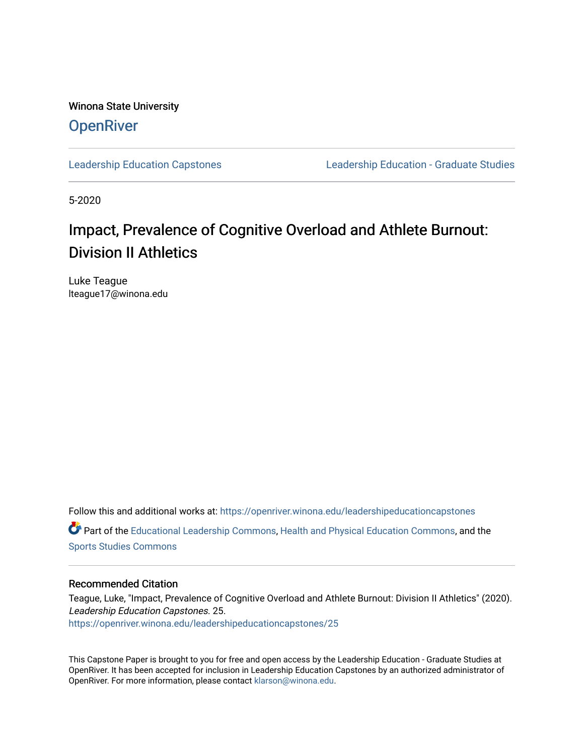Winona State University

OpenRiver

Leadership Education Capstones | Leadership Education - Graduate Studies

5-2020

# Impact, Prevalence of Cognitive Overload and Athlete Burnout: Division II Athletics

Luke Teague
lteague17@winona.edu

Follow this and additional works at: https://openriver.winona.edu/leadershipeducationcapstones

Part of the Educational Leadership Commons, Health and Physical Education Commons, and the Sports Studies Commons

## Recommended Citation

Teague, Luke, "Impact, Prevalence of Cognitive Overload and Athlete Burnout: Division II Athletics" (2020). *Leadership Education Capstones*. 25.
https://openriver.winona.edu/leadershipeducationcapstones/25

This Capstone Paper is brought to you for free and open access by the Leadership Education - Graduate Studies at OpenRiver. It has been accepted for inclusion in Leadership Education Capstones by an authorized administrator of OpenRiver. For more information, please contact klarson@winona.edu.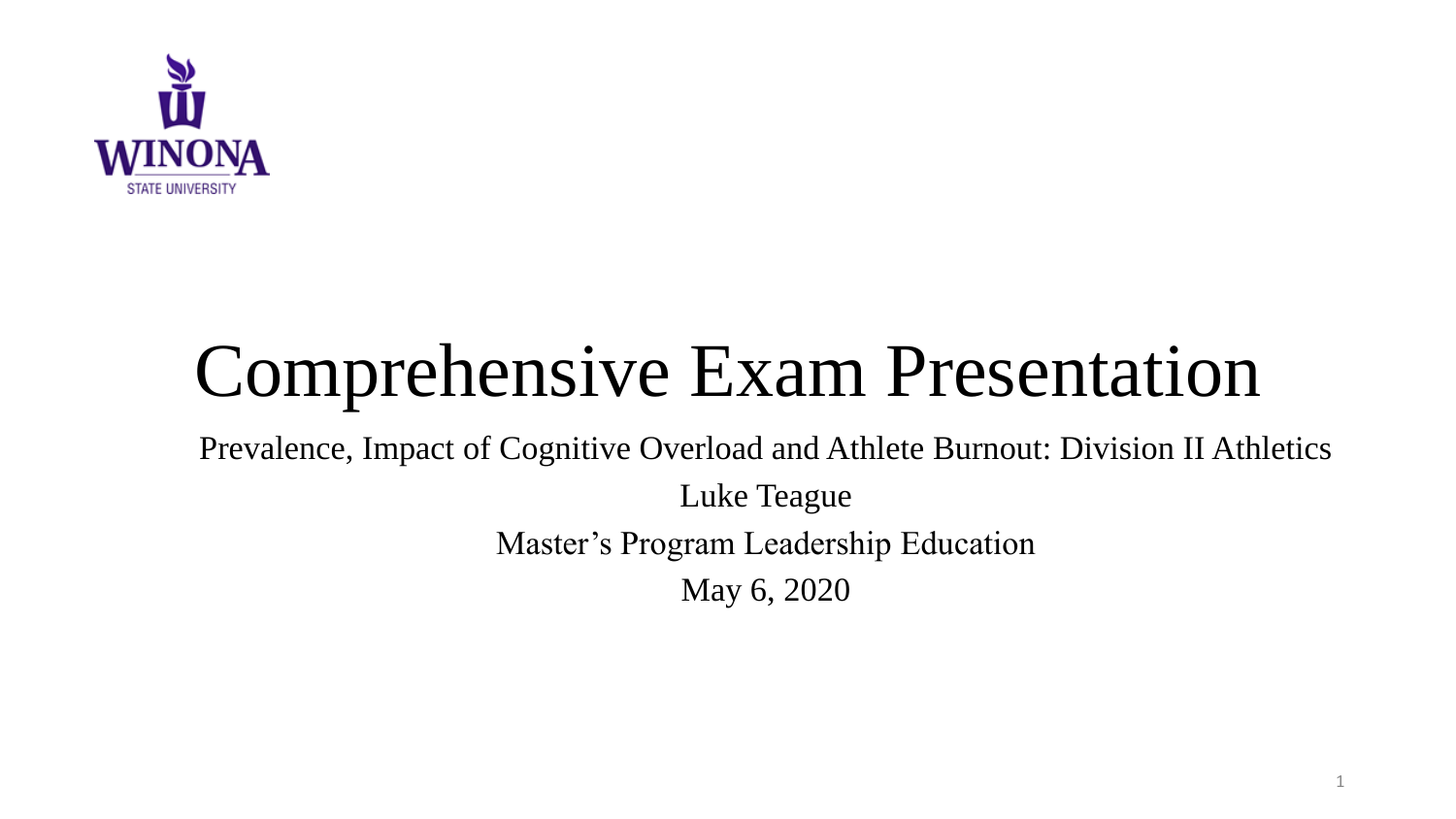WINONA STATE UNIVERSITY

# Comprehensive Exam Presentation

Prevalence, Impact of Cognitive Overload and Athlete Burnout: Division II Athletics

Luke Teague

Master's Program Leadership Education

May 6, 2020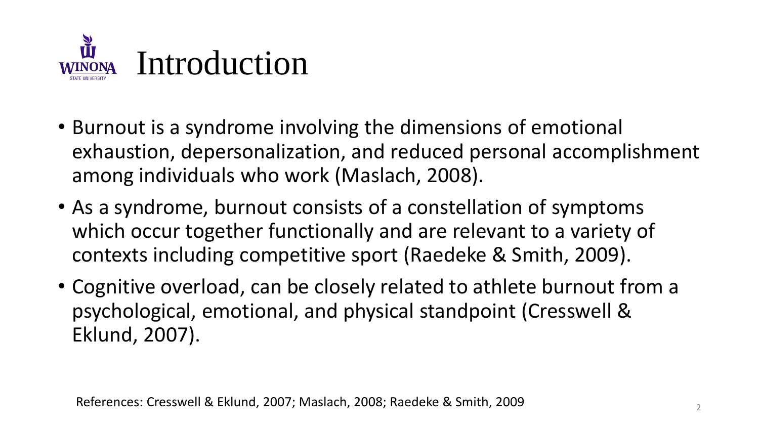# Introduction

- Burnout is a syndrome involving the dimensions of emotional exhaustion, depersonalization, and reduced personal accomplishment among individuals who work (Maslach, 2008).
- As a syndrome, burnout consists of a constellation of symptoms which occur together functionally and are relevant to a variety of contexts including competitive sport (Raedeke & Smith, 2009).
- Cognitive overload, can be closely related to athlete burnout from a psychological, emotional, and physical standpoint (Cresswell & Eklund, 2007).

References: Cresswell & Eklund, 2007; Maslach, 2008; Raedeke & Smith, 2009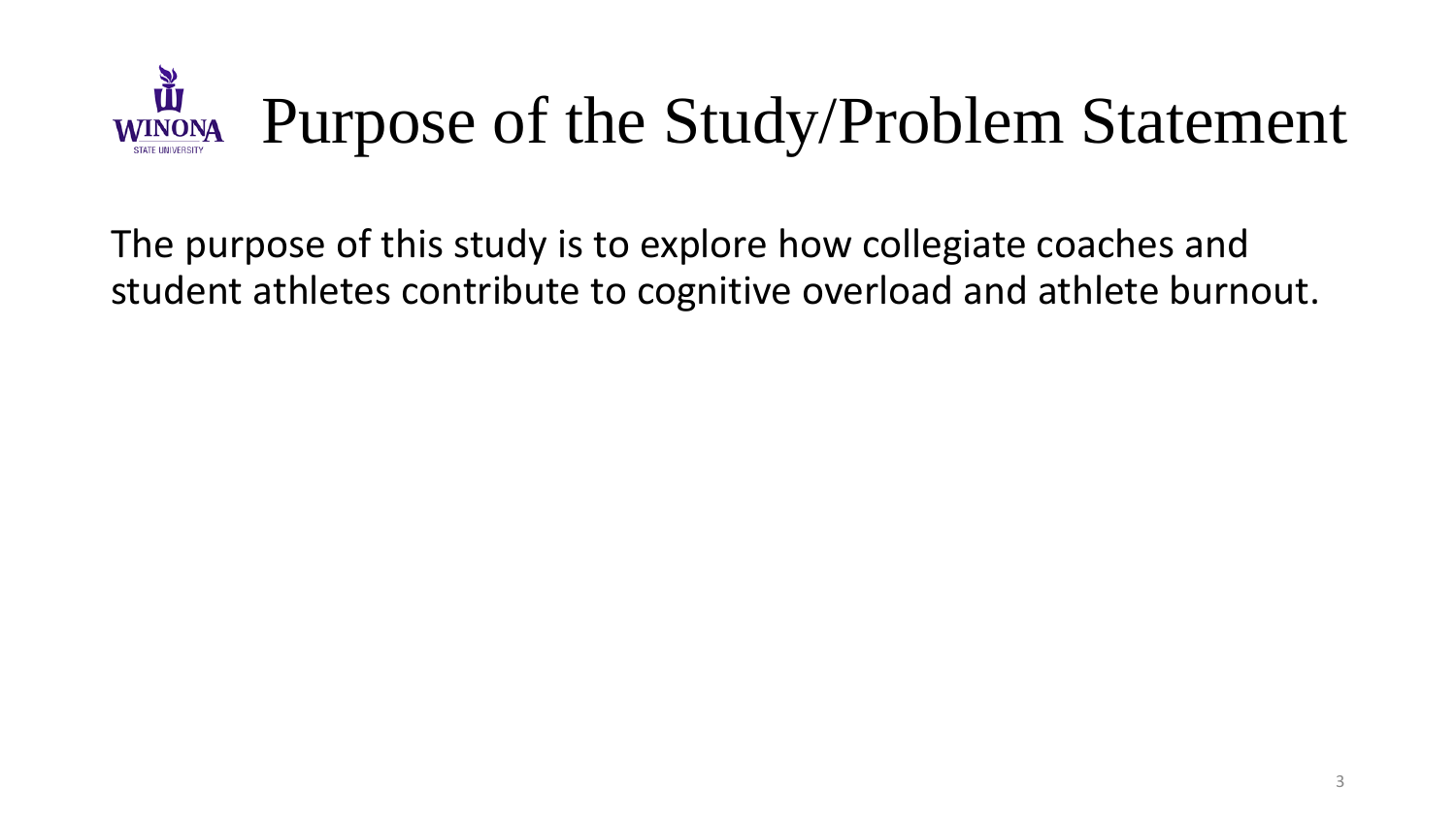# Purpose of the Study/Problem Statement

The purpose of this study is to explore how collegiate coaches and student athletes contribute to cognitive overload and athlete burnout.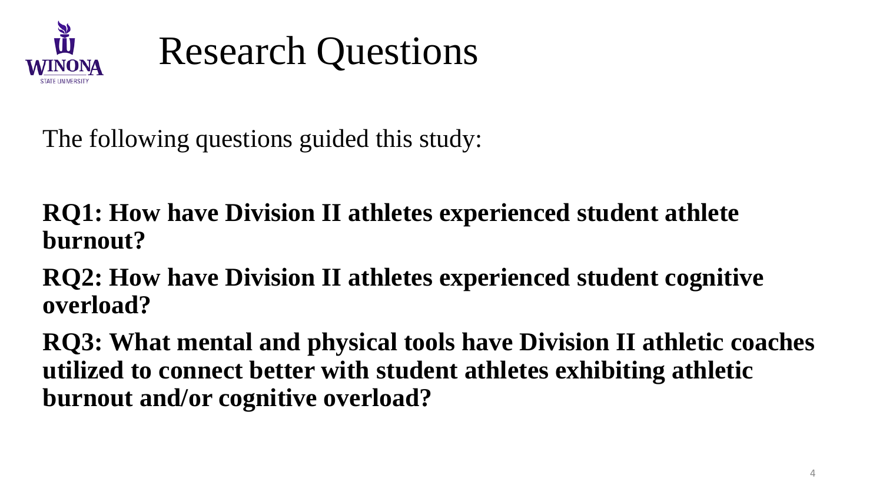# Research Questions

The following questions guided this study:

**RQ1: How have Division II athletes experienced student athlete burnout?**

**RQ2: How have Division II athletes experienced student cognitive overload?**

**RQ3: What mental and physical tools have Division II athletic coaches utilized to connect better with student athletes exhibiting athletic burnout and/or cognitive overload?**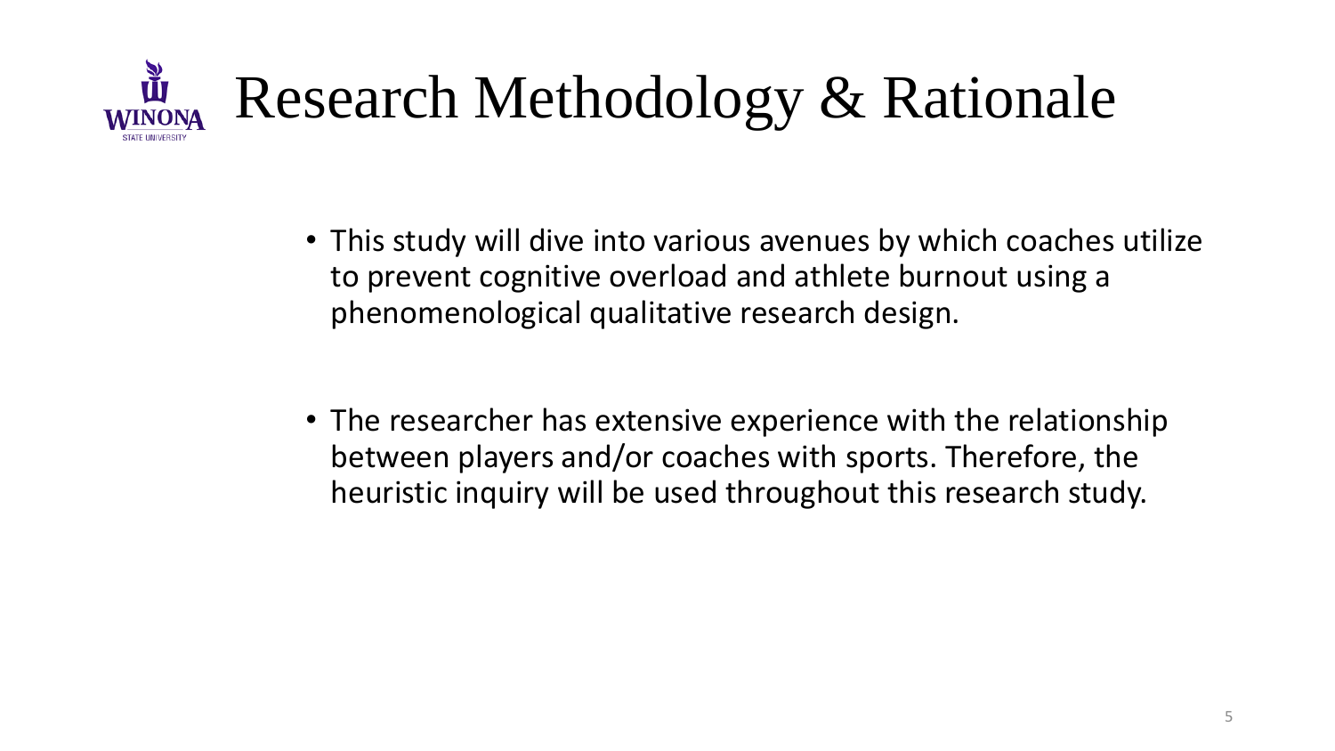# Research Methodology & Rationale

- This study will dive into various avenues by which coaches utilize to prevent cognitive overload and athlete burnout using a phenomenological qualitative research design.

- The researcher has extensive experience with the relationship between players and/or coaches with sports. Therefore, the heuristic inquiry will be used throughout this research study.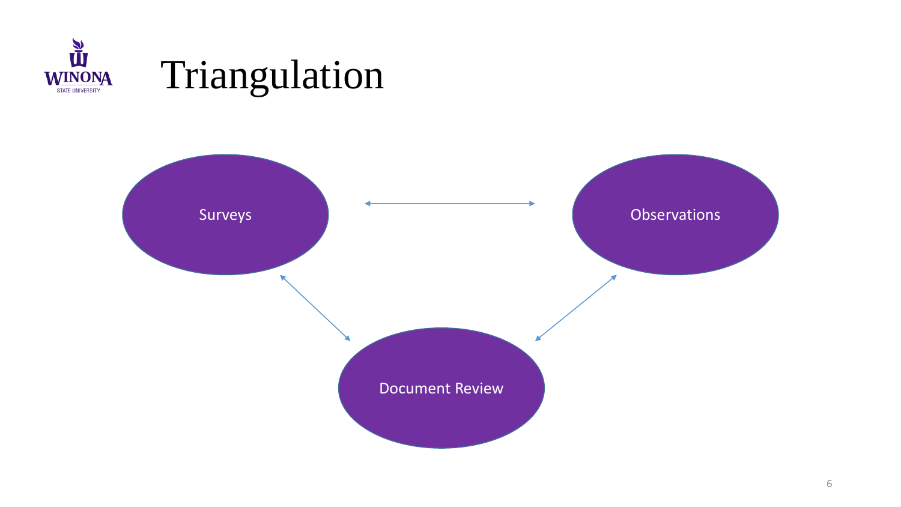# Triangulation

Surveys

Observations

Document Review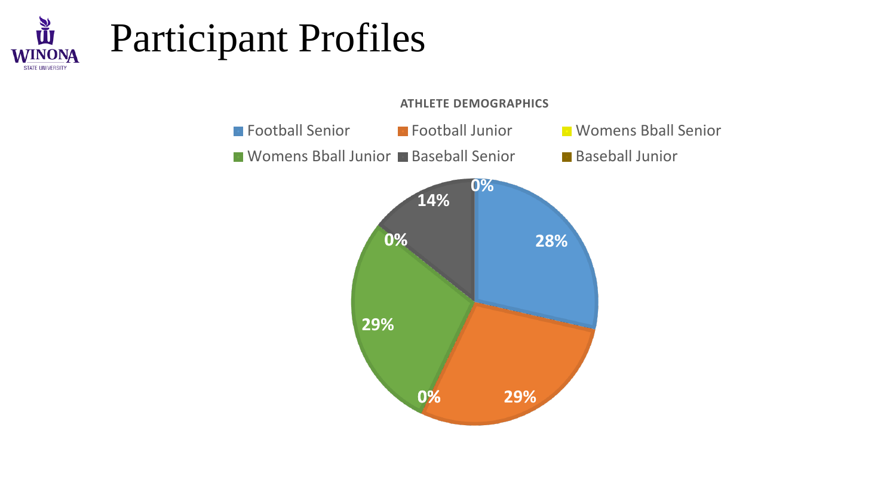# Participant Profiles

**ATHLETE DEMOGRAPHICS**

| Category | Percentage |
| --- | --- |
| Football Senior | 28% |
| Football Junior | 29% |
| Womens Bball Senior | 0% |
| Womens Bball Junior | 29% |
| Baseball Senior | 14% |
| Baseball Junior | 0% |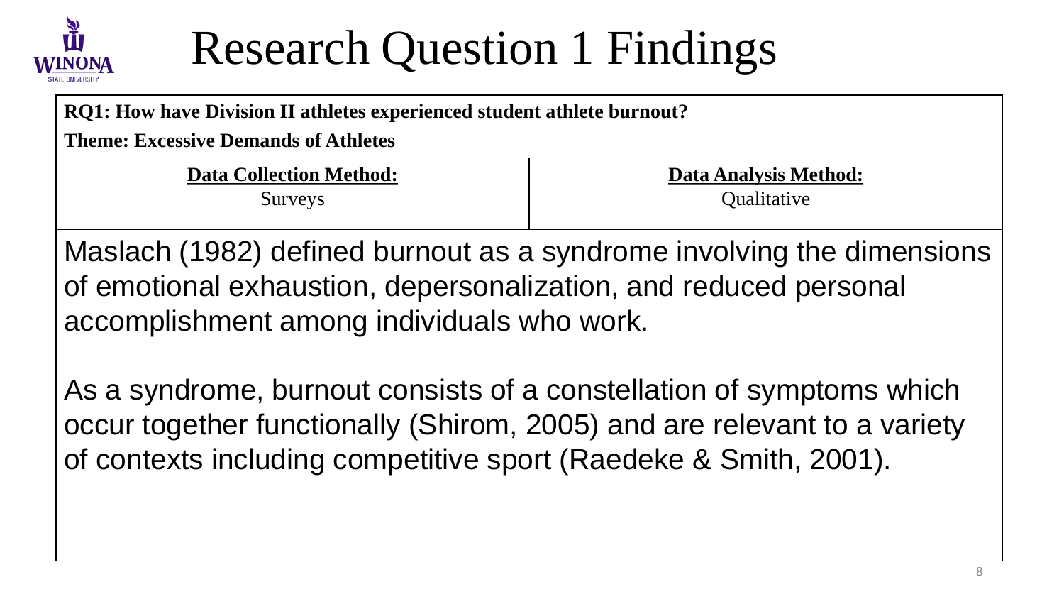# Research Question 1 Findings

**RQ1: How have Division II athletes experienced student athlete burnout?**

**Theme: Excessive Demands of Athletes**

| **Data Collection Method:** | **Data Analysis Method:** |
| --- | --- |
| Surveys | Qualitative |

Maslach (1982) defined burnout as a syndrome involving the dimensions of emotional exhaustion, depersonalization, and reduced personal accomplishment among individuals who work.

As a syndrome, burnout consists of a constellation of symptoms which occur together functionally (Shirom, 2005) and are relevant to a variety of contexts including competitive sport (Raedeke & Smith, 2001).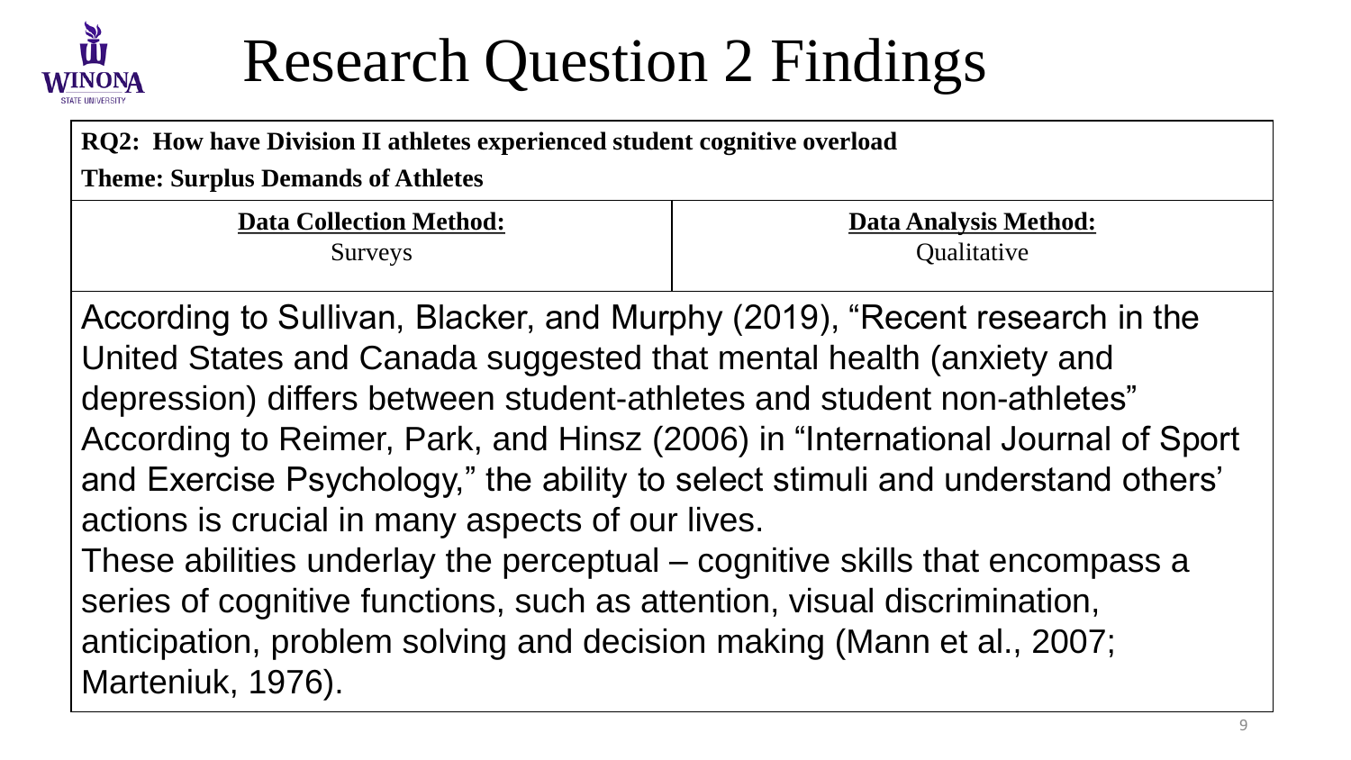# Research Question 2 Findings

**RQ2: How have Division II athletes experienced student cognitive overload**

**Theme: Surplus Demands of Athletes**

| **Data Collection Method:** | **Data Analysis Method:** |
|---|---|
| Surveys | Qualitative |

According to Sullivan, Blacker, and Murphy (2019), "Recent research in the United States and Canada suggested that mental health (anxiety and depression) differs between student-athletes and student non-athletes"

According to Reimer, Park, and Hinsz (2006) in "International Journal of Sport and Exercise Psychology," the ability to select stimuli and understand others' actions is crucial in many aspects of our lives.

These abilities underlay the perceptual – cognitive skills that encompass a series of cognitive functions, such as attention, visual discrimination, anticipation, problem solving and decision making (Mann et al., 2007; Marteniuk, 1976).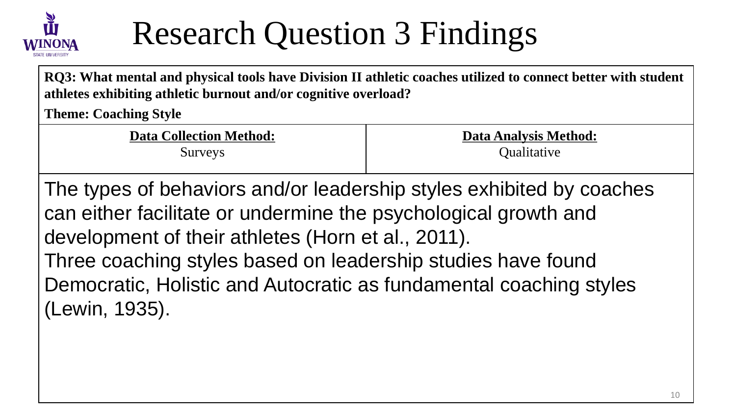# Research Question 3 Findings

**RQ3: What mental and physical tools have Division II athletic coaches utilized to connect better with student athletes exhibiting athletic burnout and/or cognitive overload?**

**Theme: Coaching Style**

| **Data Collection Method:** | **Data Analysis Method:** |
| --- | --- |
| Surveys | Qualitative |

The types of behaviors and/or leadership styles exhibited by coaches can either facilitate or undermine the psychological growth and development of their athletes (Horn et al., 2011).

Three coaching styles based on leadership studies have found Democratic, Holistic and Autocratic as fundamental coaching styles (Lewin, 1935).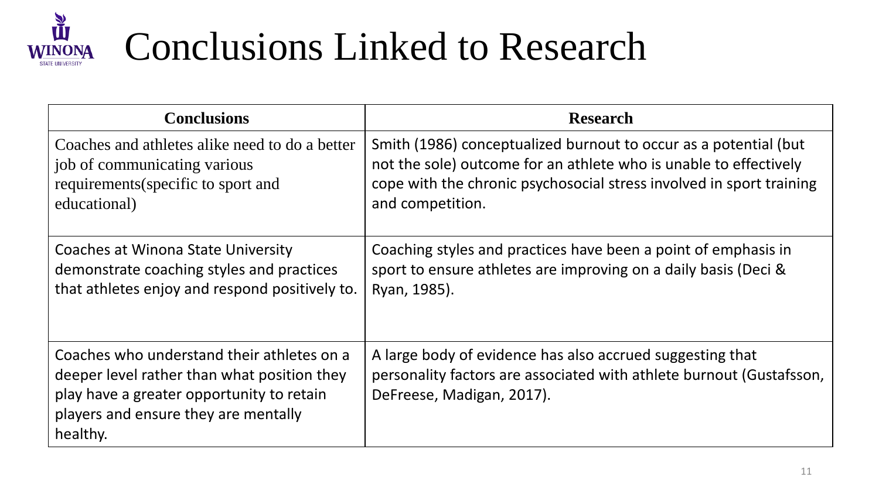# Conclusions Linked to Research

| Conclusions | Research |
| --- | --- |
| Coaches and athletes alike need to do a better job of communicating various requirements(specific to sport and educational) | Smith (1986) conceptualized burnout to occur as a potential (but not the sole) outcome for an athlete who is unable to effectively cope with the chronic psychosocial stress involved in sport training and competition. |
| Coaches at Winona State University demonstrate coaching styles and practices that athletes enjoy and respond positively to. | Coaching styles and practices have been a point of emphasis in sport to ensure athletes are improving on a daily basis (Deci & Ryan, 1985). |
| Coaches who understand their athletes on a deeper level rather than what position they play have a greater opportunity to retain players and ensure they are mentally healthy. | A large body of evidence has also accrued suggesting that personality factors are associated with athlete burnout (Gustafsson, DeFreese, Madigan, 2017). |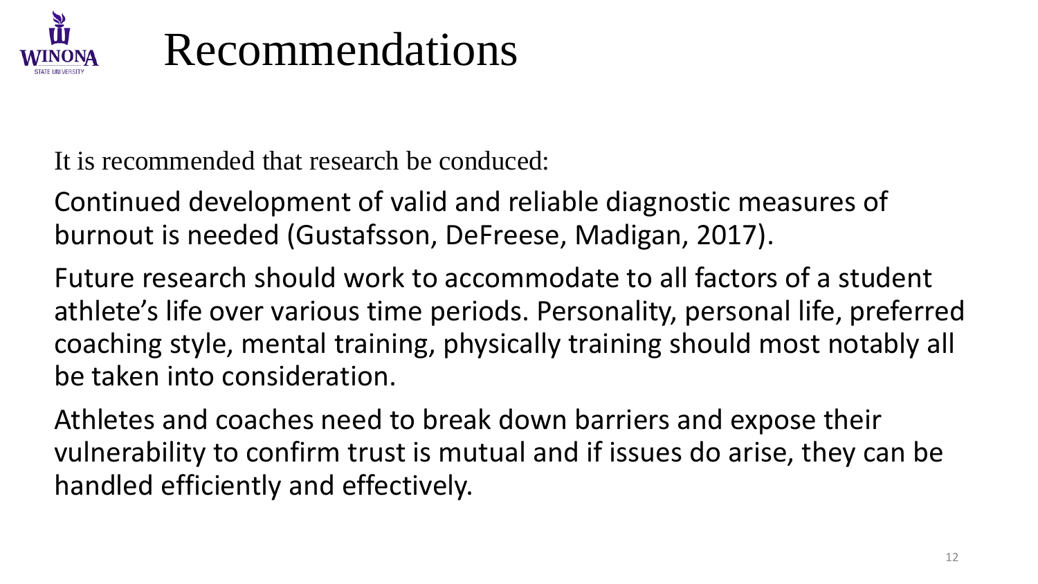# Recommendations

It is recommended that research be conduced:

Continued development of valid and reliable diagnostic measures of burnout is needed (Gustafsson, DeFreese, Madigan, 2017).

Future research should work to accommodate to all factors of a student athlete's life over various time periods. Personality, personal life, preferred coaching style, mental training, physically training should most notably all be taken into consideration.

Athletes and coaches need to break down barriers and expose their vulnerability to confirm trust is mutual and if issues do arise, they can be handled efficiently and effectively.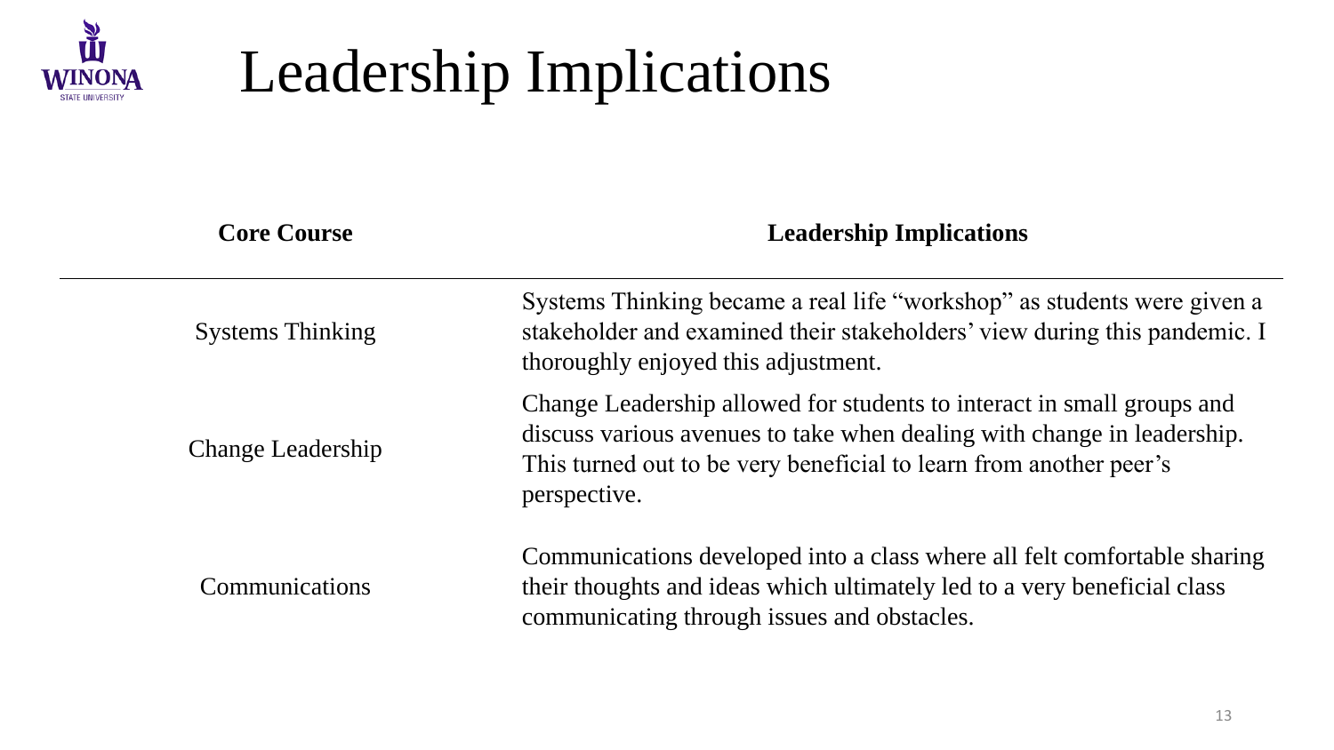# Leadership Implications

| Core Course | Leadership Implications |
| --- | --- |
| Systems Thinking | Systems Thinking became a real life "workshop" as students were given a stakeholder and examined their stakeholders' view during this pandemic. I thoroughly enjoyed this adjustment. |
| Change Leadership | Change Leadership allowed for students to interact in small groups and discuss various avenues to take when dealing with change in leadership. This turned out to be very beneficial to learn from another peer's perspective. |
| Communications | Communications developed into a class where all felt comfortable sharing their thoughts and ideas which ultimately led to a very beneficial class communicating through issues and obstacles. |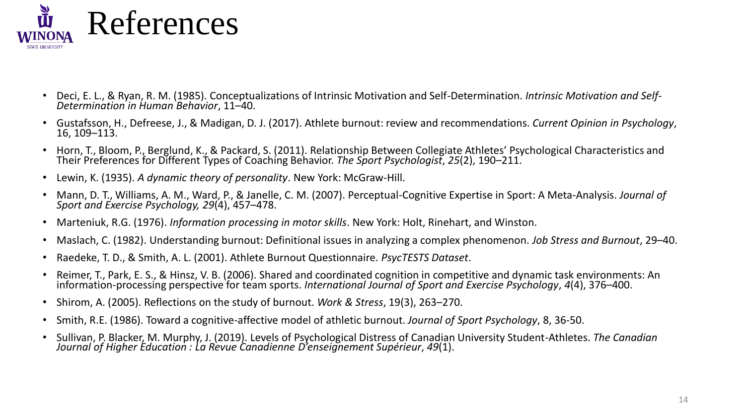# References

- Deci, E. L., & Ryan, R. M. (1985). Conceptualizations of Intrinsic Motivation and Self-Determination. *Intrinsic Motivation and Self-Determination in Human Behavior*, 11–40.
- Gustafsson, H., Defreese, J., & Madigan, D. J. (2017). Athlete burnout: review and recommendations. *Current Opinion in Psychology*, 16, 109–113.
- Horn, T., Bloom, P., Berglund, K., & Packard, S. (2011). Relationship Between Collegiate Athletes' Psychological Characteristics and Their Preferences for Different Types of Coaching Behavior. *The Sport Psychologist*, *25*(2), 190–211.
- Lewin, K. (1935). *A dynamic theory of personality*. New York: McGraw-Hill.
- Mann, D. T., Williams, A. M., Ward, P., & Janelle, C. M. (2007). Perceptual-Cognitive Expertise in Sport: A Meta-Analysis. *Journal of Sport and Exercise Psychology, 29*(4), 457–478.
- Marteniuk, R.G. (1976). *Information processing in motor skills*. New York: Holt, Rinehart, and Winston.
- Maslach, C. (1982). Understanding burnout: Definitional issues in analyzing a complex phenomenon. *Job Stress and Burnout*, 29–40.
- Raedeke, T. D., & Smith, A. L. (2001). Athlete Burnout Questionnaire. *PsycTESTS Dataset*.
- Reimer, T., Park, E. S., & Hinsz, V. B. (2006). Shared and coordinated cognition in competitive and dynamic task environments: An information-processing perspective for team sports. *International Journal of Sport and Exercise Psychology*, *4*(4), 376–400.
- Shirom, A. (2005). Reflections on the study of burnout. *Work & Stress*, 19(3), 263–270.
- Smith, R.E. (1986). Toward a cognitive-affective model of athletic burnout. *Journal of Sport Psychology*, 8, 36-50.
- Sullivan, P. Blacker, M. Murphy, J. (2019). Levels of Psychological Distress of Canadian University Student-Athletes. *The Canadian Journal of Higher Education : La Revue Canadienne D'enseignement Supérieur*, *49*(1).